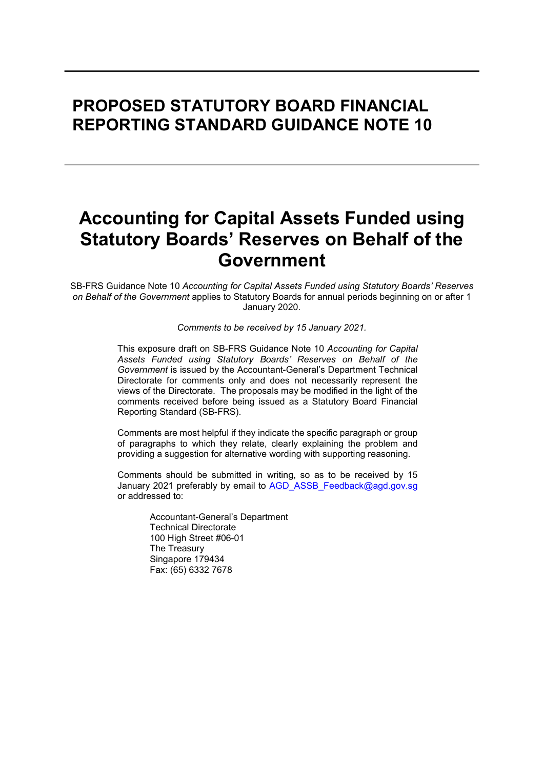# PROPOSED STATUTORY BOARD FINANCIAL REPORTING STANDARD GUIDANCE NOTE 10

# Accounting for Capital Assets Funded using Statutory Boards' Reserves on Behalf of the Government

SB-FRS Guidance Note 10 *Accounting for Capital Assets Funded using Statutory Boards' Reserves on Behalf of the Government* applies to Statutory Boards for annual periods beginning on or after 1 January 2020.

*Comments to be received by 15 January 2021.*

This exposure draft on SB-FRS Guidance Note 10 *Accounting for Capital Assets Funded using Statutory Boards' Reserves on Behalf of the Government* is issued by the Accountant-General's Department Technical Directorate for comments only and does not necessarily represent the views of the Directorate. The proposals may be modified in the light of the comments received before being issued as a Statutory Board Financial Reporting Standard (SB-FRS).

Comments are most helpful if they indicate the specific paragraph or group of paragraphs to which they relate, clearly explaining the problem and providing a suggestion for alternative wording with supporting reasoning.

Comments should be submitted in writing, so as to be received by 15 January 2021 preferably by email to AGD_ASSB_Feedback@agd.gov.sg or addressed to:

Accountant-General's Department
Technical Directorate
100 High Street #06-01
The Treasury
Singapore 179434
Fax: (65) 6332 7678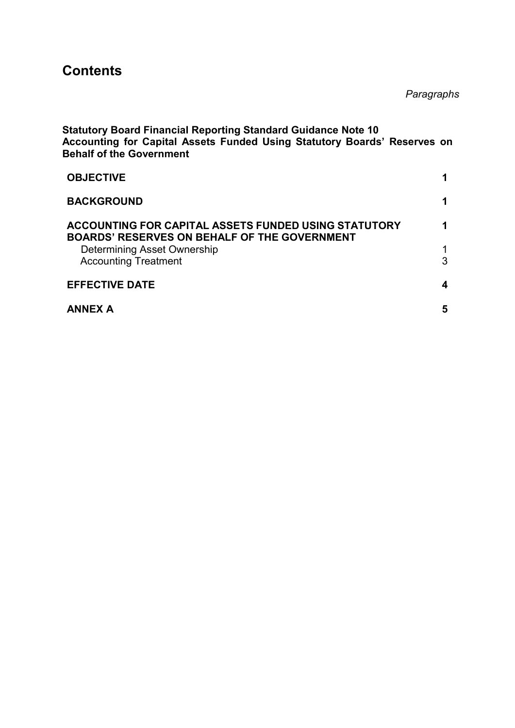# Contents

*Paragraphs*

**Statutory Board Financial Reporting Standard Guidance Note 10**
**Accounting for Capital Assets Funded Using Statutory Boards' Reserves on Behalf of the Government**

| | |
|---|---|
| **OBJECTIVE** | **1** |
| **BACKGROUND** | **1** |
| **ACCOUNTING FOR CAPITAL ASSETS FUNDED USING STATUTORY BOARDS' RESERVES ON BEHALF OF THE GOVERNMENT** | **1** |
| Determining Asset Ownership | 1 |
| Accounting Treatment | 3 |
| **EFFECTIVE DATE** | **4** |
| **ANNEX A** | **5** |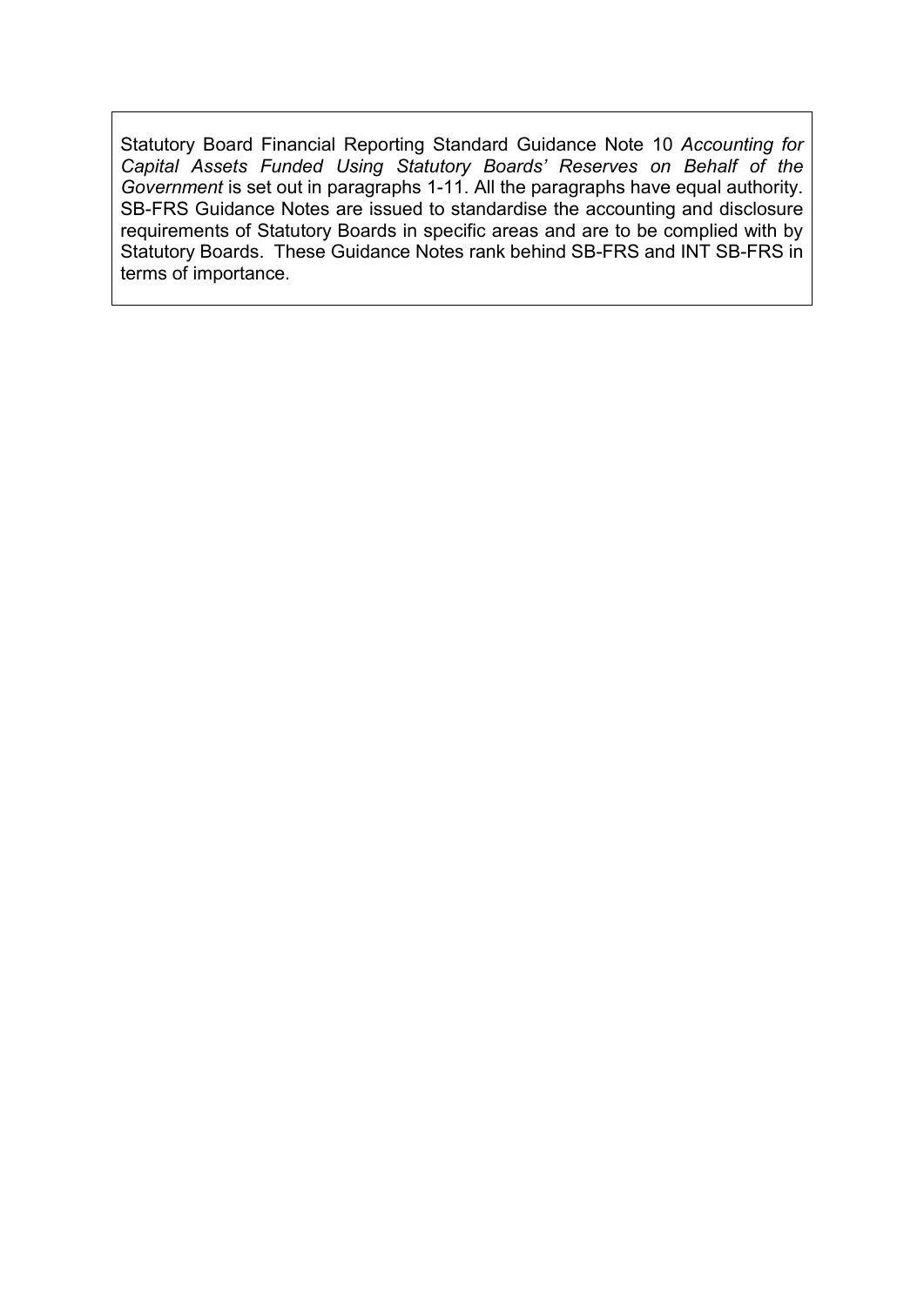Statutory Board Financial Reporting Standard Guidance Note 10 *Accounting for Capital Assets Funded Using Statutory Boards' Reserves on Behalf of the Government* is set out in paragraphs 1-11. All the paragraphs have equal authority. SB-FRS Guidance Notes are issued to standardise the accounting and disclosure requirements of Statutory Boards in specific areas and are to be complied with by Statutory Boards. These Guidance Notes rank behind SB-FRS and INT SB-FRS in terms of importance.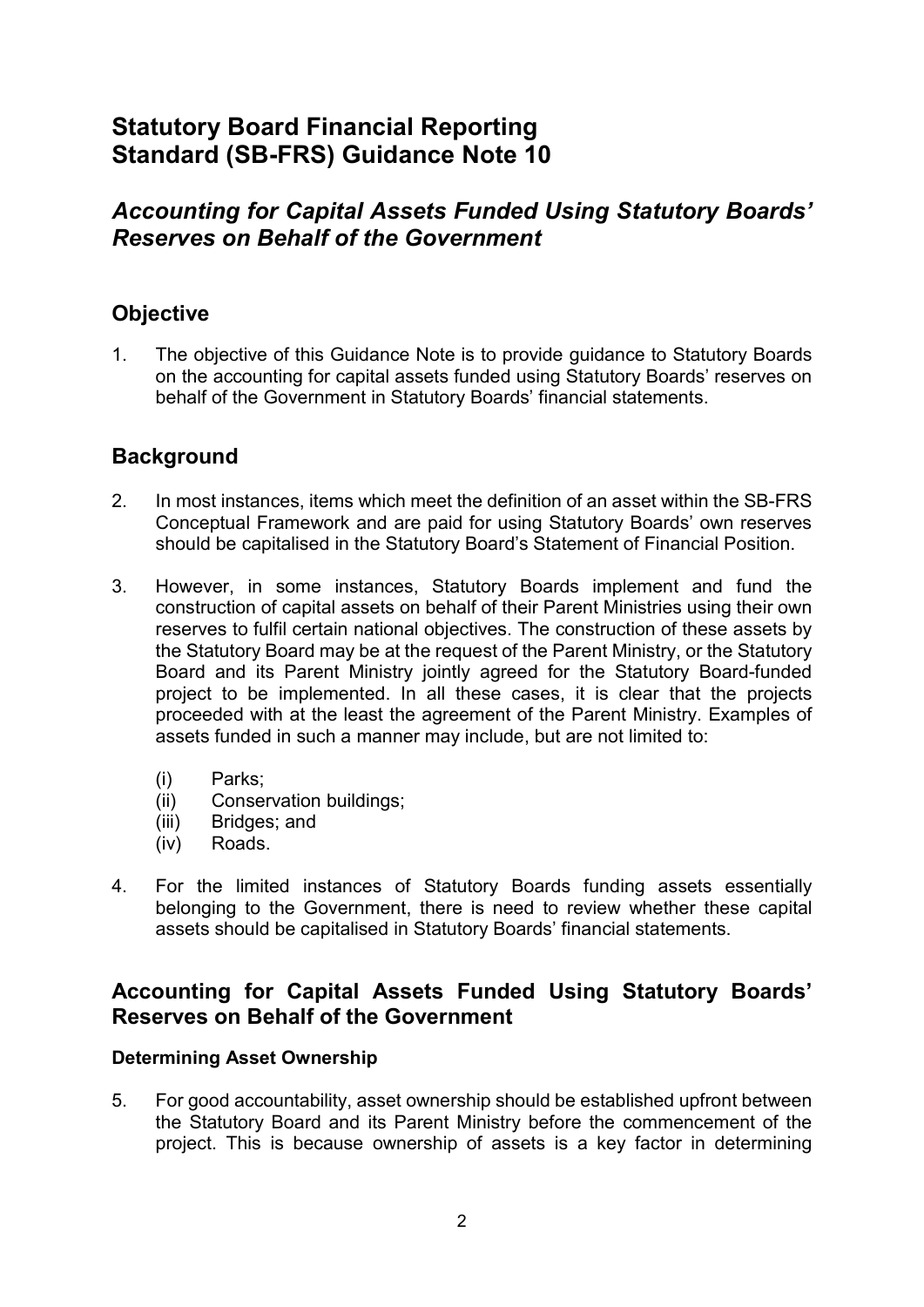# Statutory Board Financial Reporting Standard (SB-FRS) Guidance Note 10

## *Accounting for Capital Assets Funded Using Statutory Boards' Reserves on Behalf of the Government*

## Objective

1. The objective of this Guidance Note is to provide guidance to Statutory Boards on the accounting for capital assets funded using Statutory Boards' reserves on behalf of the Government in Statutory Boards' financial statements.

## Background

2. In most instances, items which meet the definition of an asset within the SB-FRS Conceptual Framework and are paid for using Statutory Boards' own reserves should be capitalised in the Statutory Board's Statement of Financial Position.

3. However, in some instances, Statutory Boards implement and fund the construction of capital assets on behalf of their Parent Ministries using their own reserves to fulfil certain national objectives. The construction of these assets by the Statutory Board may be at the request of the Parent Ministry, or the Statutory Board and its Parent Ministry jointly agreed for the Statutory Board-funded project to be implemented. In all these cases, it is clear that the projects proceeded with at the least the agreement of the Parent Ministry. Examples of assets funded in such a manner may include, but are not limited to:

   (i) Parks;
   (ii) Conservation buildings;
   (iii) Bridges; and
   (iv) Roads.

4. For the limited instances of Statutory Boards funding assets essentially belonging to the Government, there is need to review whether these capital assets should be capitalised in Statutory Boards' financial statements.

## Accounting for Capital Assets Funded Using Statutory Boards' Reserves on Behalf of the Government

### Determining Asset Ownership

5. For good accountability, asset ownership should be established upfront between the Statutory Board and its Parent Ministry before the commencement of the project. This is because ownership of assets is a key factor in determining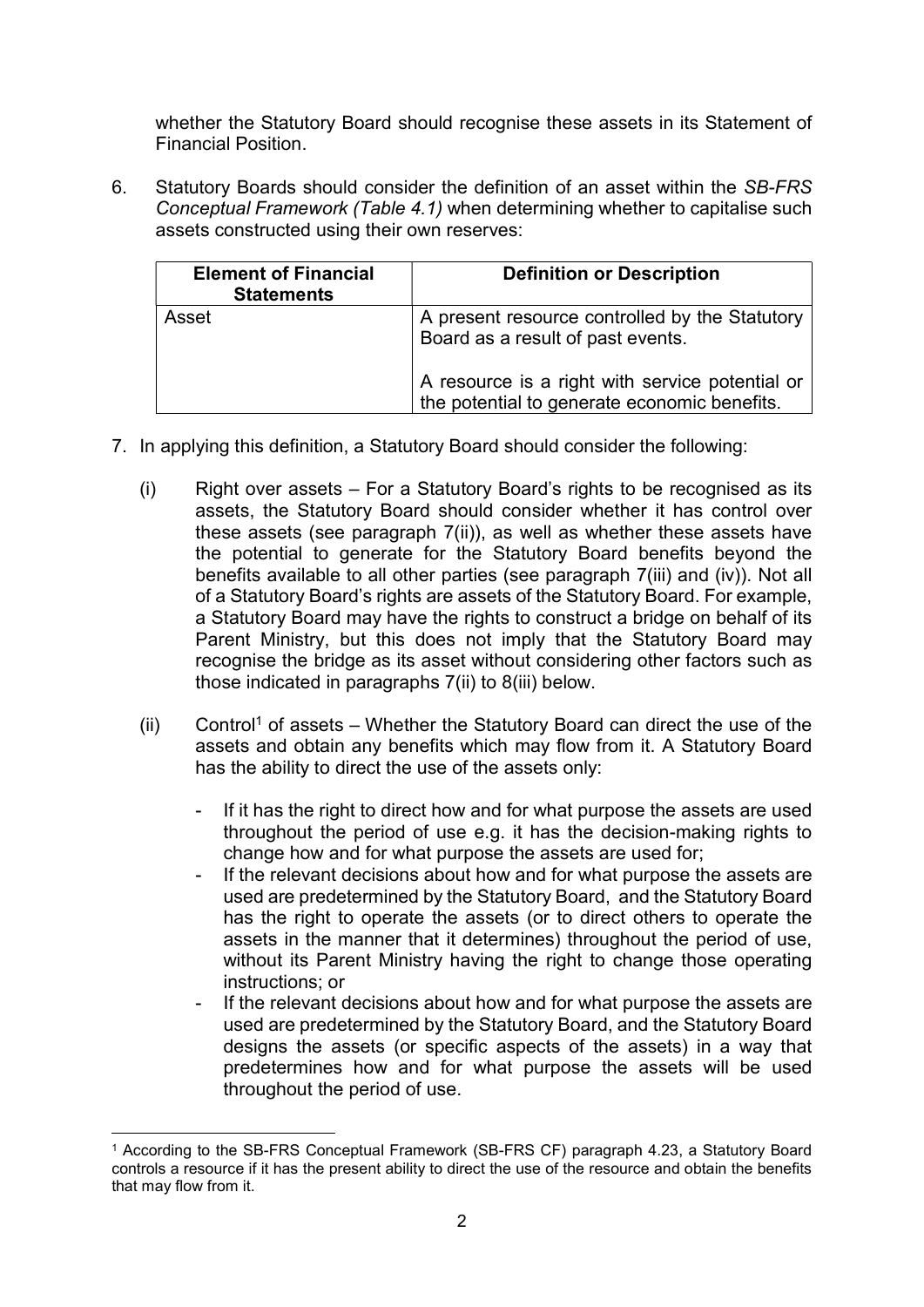whether the Statutory Board should recognise these assets in its Statement of Financial Position.

6. Statutory Boards should consider the definition of an asset within the *SB-FRS Conceptual Framework (Table 4.1)* when determining whether to capitalise such assets constructed using their own reserves:

| Element of Financial Statements | Definition or Description |
| --- | --- |
| Asset | A present resource controlled by the Statutory Board as a result of past events.<br><br>A resource is a right with service potential or the potential to generate economic benefits. |

7. In applying this definition, a Statutory Board should consider the following:

   (i) Right over assets – For a Statutory Board's rights to be recognised as its assets, the Statutory Board should consider whether it has control over these assets (see paragraph 7(ii)), as well as whether these assets have the potential to generate for the Statutory Board benefits beyond the benefits available to all other parties (see paragraph 7(iii) and (iv)). Not all of a Statutory Board's rights are assets of the Statutory Board. For example, a Statutory Board may have the rights to construct a bridge on behalf of its Parent Ministry, but this does not imply that the Statutory Board may recognise the bridge as its asset without considering other factors such as those indicated in paragraphs 7(ii) to 8(iii) below.

   (ii) Control[1] of assets – Whether the Statutory Board can direct the use of the assets and obtain any benefits which may flow from it. A Statutory Board has the ability to direct the use of the assets only:

   - If it has the right to direct how and for what purpose the assets are used throughout the period of use e.g. it has the decision-making rights to change how and for what purpose the assets are used for;
   - If the relevant decisions about how and for what purpose the assets are used are predetermined by the Statutory Board, and the Statutory Board has the right to operate the assets (or to direct others to operate the assets in the manner that it determines) throughout the period of use, without its Parent Ministry having the right to change those operating instructions; or
   - If the relevant decisions about how and for what purpose the assets are used are predetermined by the Statutory Board, and the Statutory Board designs the assets (or specific aspects of the assets) in a way that predetermines how and for what purpose the assets will be used throughout the period of use.

[1] According to the SB-FRS Conceptual Framework (SB-FRS CF) paragraph 4.23, a Statutory Board controls a resource if it has the present ability to direct the use of the resource and obtain the benefits that may flow from it.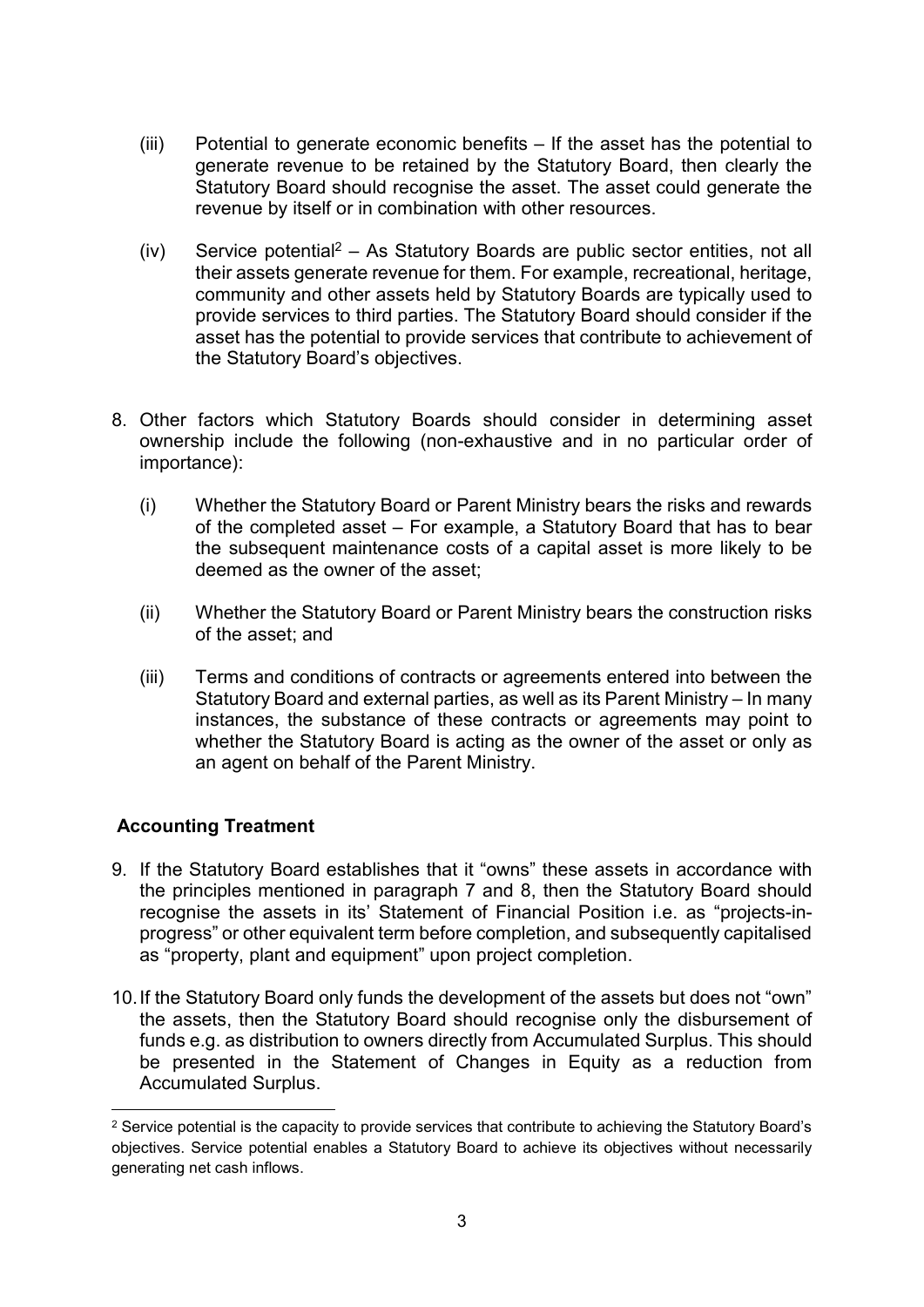(iii) Potential to generate economic benefits – If the asset has the potential to generate revenue to be retained by the Statutory Board, then clearly the Statutory Board should recognise the asset. The asset could generate the revenue by itself or in combination with other resources.

(iv) Service potential[2] – As Statutory Boards are public sector entities, not all their assets generate revenue for them. For example, recreational, heritage, community and other assets held by Statutory Boards are typically used to provide services to third parties. The Statutory Board should consider if the asset has the potential to provide services that contribute to achievement of the Statutory Board's objectives.

8. Other factors which Statutory Boards should consider in determining asset ownership include the following (non-exhaustive and in no particular order of importance):

   (i) Whether the Statutory Board or Parent Ministry bears the risks and rewards of the completed asset – For example, a Statutory Board that has to bear the subsequent maintenance costs of a capital asset is more likely to be deemed as the owner of the asset;

   (ii) Whether the Statutory Board or Parent Ministry bears the construction risks of the asset; and

   (iii) Terms and conditions of contracts or agreements entered into between the Statutory Board and external parties, as well as its Parent Ministry – In many instances, the substance of these contracts or agreements may point to whether the Statutory Board is acting as the owner of the asset or only as an agent on behalf of the Parent Ministry.

**Accounting Treatment**

9. If the Statutory Board establishes that it "owns" these assets in accordance with the principles mentioned in paragraph 7 and 8, then the Statutory Board should recognise the assets in its' Statement of Financial Position i.e. as "projects-in-progress" or other equivalent term before completion, and subsequently capitalised as "property, plant and equipment" upon project completion.

10. If the Statutory Board only funds the development of the assets but does not "own" the assets, then the Statutory Board should recognise only the disbursement of funds e.g. as distribution to owners directly from Accumulated Surplus. This should be presented in the Statement of Changes in Equity as a reduction from Accumulated Surplus.

[2] Service potential is the capacity to provide services that contribute to achieving the Statutory Board's objectives. Service potential enables a Statutory Board to achieve its objectives without necessarily generating net cash inflows.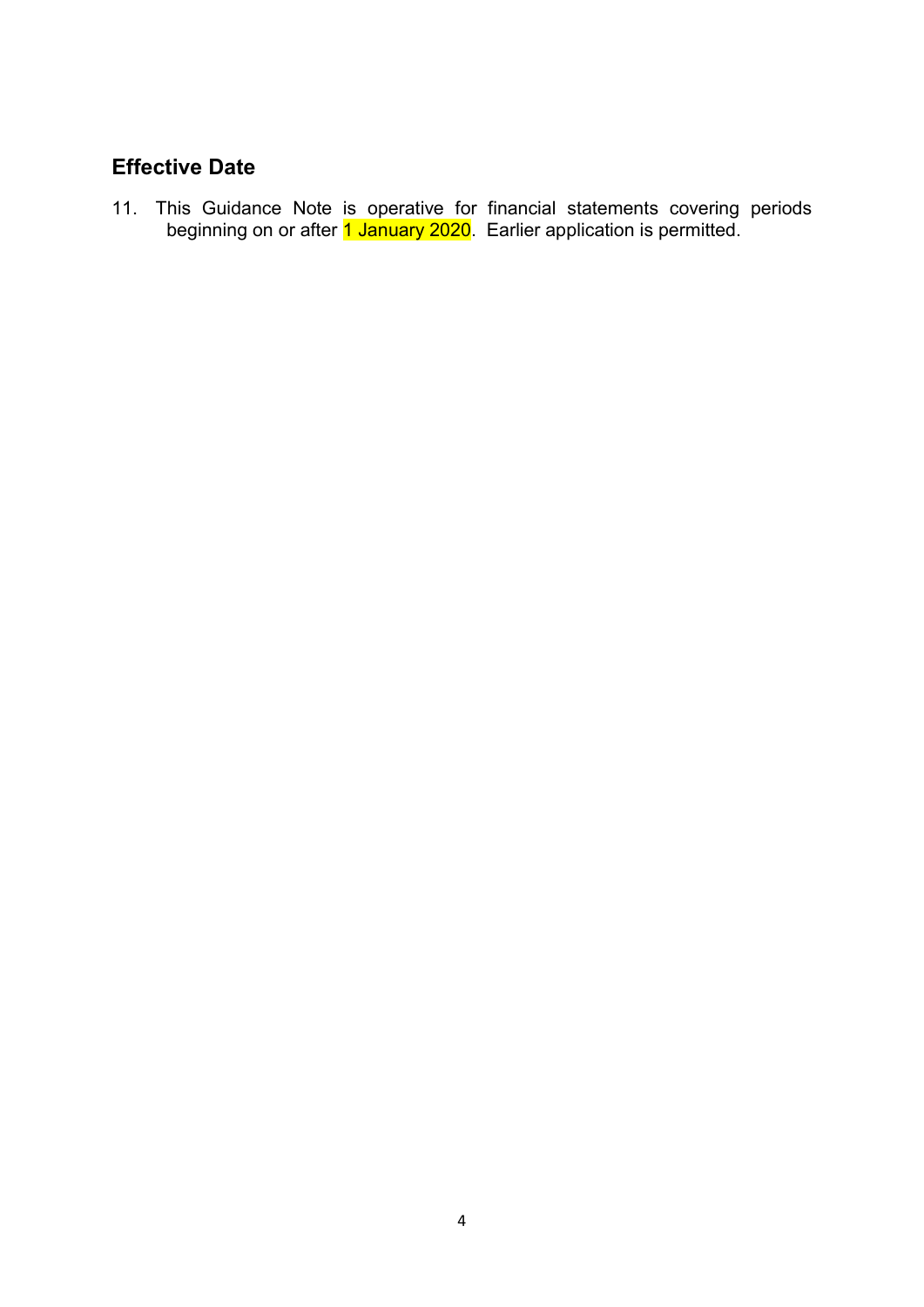## Effective Date

11. This Guidance Note is operative for financial statements covering periods beginning on or after 1 January 2020. Earlier application is permitted.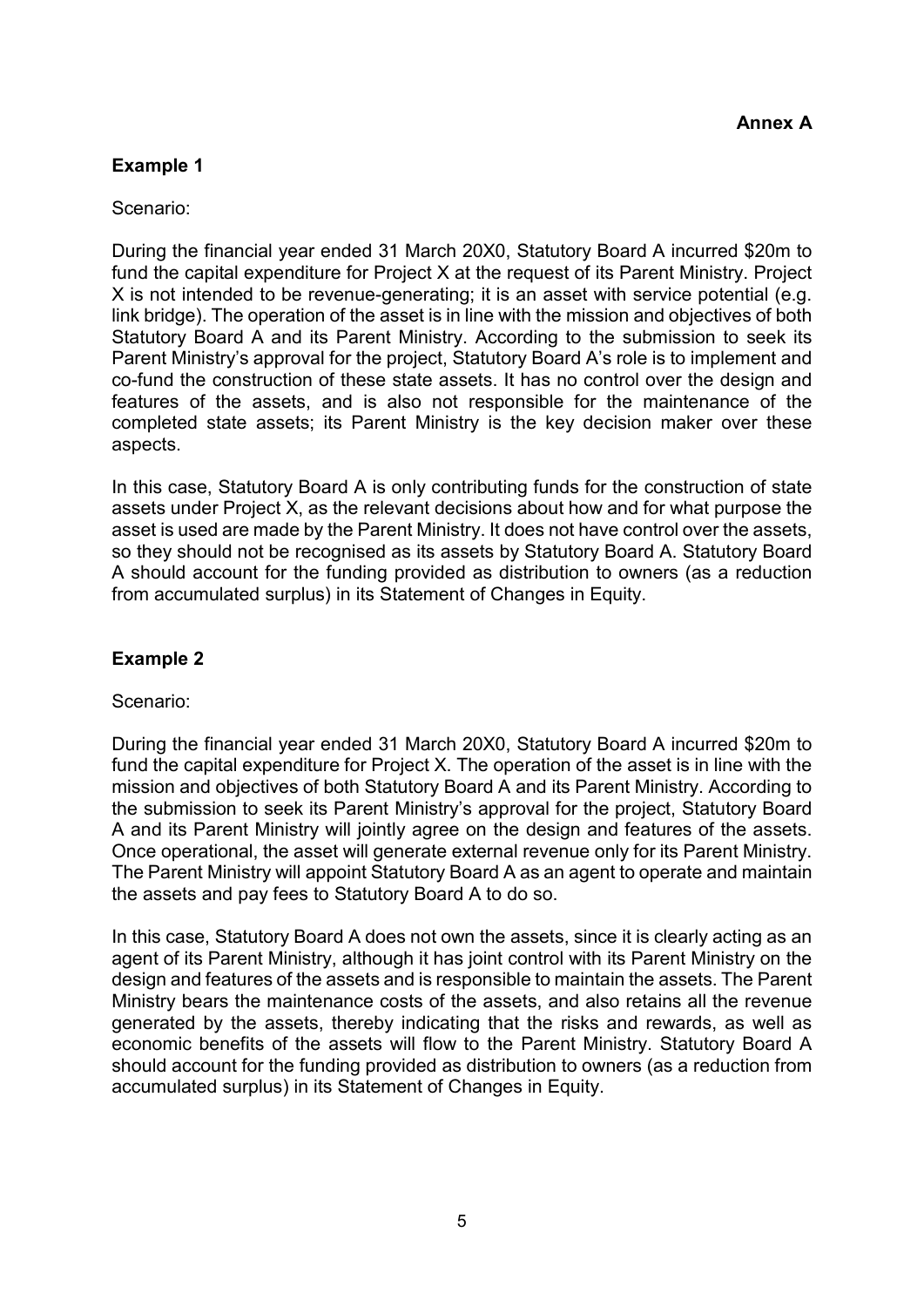**Annex A**

**Example 1**

Scenario:

During the financial year ended 31 March 20X0, Statutory Board A incurred $20m to fund the capital expenditure for Project X at the request of its Parent Ministry. Project X is not intended to be revenue-generating; it is an asset with service potential (e.g. link bridge). The operation of the asset is in line with the mission and objectives of both Statutory Board A and its Parent Ministry. According to the submission to seek its Parent Ministry's approval for the project, Statutory Board A's role is to implement and co-fund the construction of these state assets. It has no control over the design and features of the assets, and is also not responsible for the maintenance of the completed state assets; its Parent Ministry is the key decision maker over these aspects.

In this case, Statutory Board A is only contributing funds for the construction of state assets under Project X, as the relevant decisions about how and for what purpose the asset is used are made by the Parent Ministry. It does not have control over the assets, so they should not be recognised as its assets by Statutory Board A. Statutory Board A should account for the funding provided as distribution to owners (as a reduction from accumulated surplus) in its Statement of Changes in Equity.

**Example 2**

Scenario:

During the financial year ended 31 March 20X0, Statutory Board A incurred $20m to fund the capital expenditure for Project X. The operation of the asset is in line with the mission and objectives of both Statutory Board A and its Parent Ministry. According to the submission to seek its Parent Ministry's approval for the project, Statutory Board A and its Parent Ministry will jointly agree on the design and features of the assets. Once operational, the asset will generate external revenue only for its Parent Ministry. The Parent Ministry will appoint Statutory Board A as an agent to operate and maintain the assets and pay fees to Statutory Board A to do so.

In this case, Statutory Board A does not own the assets, since it is clearly acting as an agent of its Parent Ministry, although it has joint control with its Parent Ministry on the design and features of the assets and is responsible to maintain the assets. The Parent Ministry bears the maintenance costs of the assets, and also retains all the revenue generated by the assets, thereby indicating that the risks and rewards, as well as economic benefits of the assets will flow to the Parent Ministry. Statutory Board A should account for the funding provided as distribution to owners (as a reduction from accumulated surplus) in its Statement of Changes in Equity.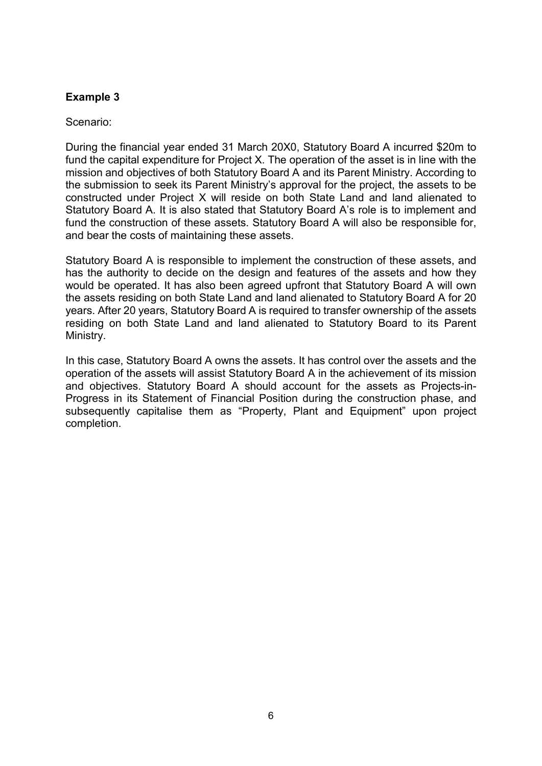**Example 3**

Scenario:

During the financial year ended 31 March 20X0, Statutory Board A incurred $20m to fund the capital expenditure for Project X. The operation of the asset is in line with the mission and objectives of both Statutory Board A and its Parent Ministry. According to the submission to seek its Parent Ministry's approval for the project, the assets to be constructed under Project X will reside on both State Land and land alienated to Statutory Board A. It is also stated that Statutory Board A's role is to implement and fund the construction of these assets. Statutory Board A will also be responsible for, and bear the costs of maintaining these assets.

Statutory Board A is responsible to implement the construction of these assets, and has the authority to decide on the design and features of the assets and how they would be operated. It has also been agreed upfront that Statutory Board A will own the assets residing on both State Land and land alienated to Statutory Board A for 20 years. After 20 years, Statutory Board A is required to transfer ownership of the assets residing on both State Land and land alienated to Statutory Board to its Parent Ministry.

In this case, Statutory Board A owns the assets. It has control over the assets and the operation of the assets will assist Statutory Board A in the achievement of its mission and objectives. Statutory Board A should account for the assets as Projects-in-Progress in its Statement of Financial Position during the construction phase, and subsequently capitalise them as "Property, Plant and Equipment" upon project completion.